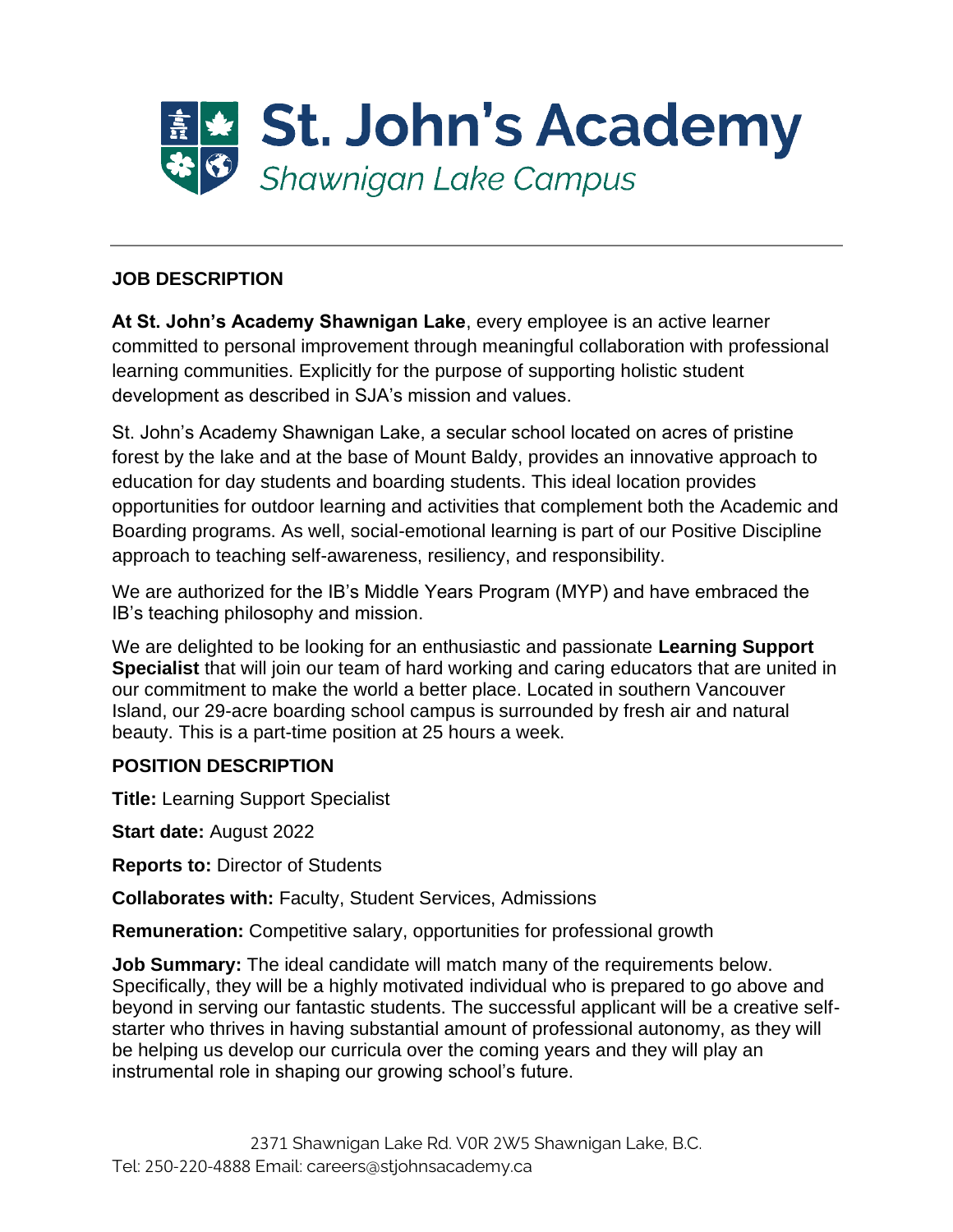# St. John's Academy

*Shawnigan Lake Campus*

---

## JOB DESCRIPTION

**At St. John's Academy Shawnigan Lake**, every employee is an active learner committed to personal improvement through meaningful collaboration with professional learning communities. Explicitly for the purpose of supporting holistic student development as described in SJA's mission and values.

St. John's Academy Shawnigan Lake, a secular school located on acres of pristine forest by the lake and at the base of Mount Baldy, provides an innovative approach to education for day students and boarding students. This ideal location provides opportunities for outdoor learning and activities that complement both the Academic and Boarding programs. As well, social-emotional learning is part of our Positive Discipline approach to teaching self-awareness, resiliency, and responsibility.

We are authorized for the IB's Middle Years Program (MYP) and have embraced the IB's teaching philosophy and mission.

We are delighted to be looking for an enthusiastic and passionate **Learning Support Specialist** that will join our team of hard working and caring educators that are united in our commitment to make the world a better place. Located in southern Vancouver Island, our 29-acre boarding school campus is surrounded by fresh air and natural beauty. This is a part-time position at 25 hours a week.

## POSITION DESCRIPTION

**Title:** Learning Support Specialist

**Start date:** August 2022

**Reports to:** Director of Students

**Collaborates with:** Faculty, Student Services, Admissions

**Remuneration:** Competitive salary, opportunities for professional growth

**Job Summary:** The ideal candidate will match many of the requirements below. Specifically, they will be a highly motivated individual who is prepared to go above and beyond in serving our fantastic students. The successful applicant will be a creative self-starter who thrives in having substantial amount of professional autonomy, as they will be helping us develop our curricula over the coming years and they will play an instrumental role in shaping our growing school's future.

2371 Shawnigan Lake Rd. V0R 2W5 Shawnigan Lake, B.C.
Tel: 250-220-4888 Email: careers@stjohnsacademy.ca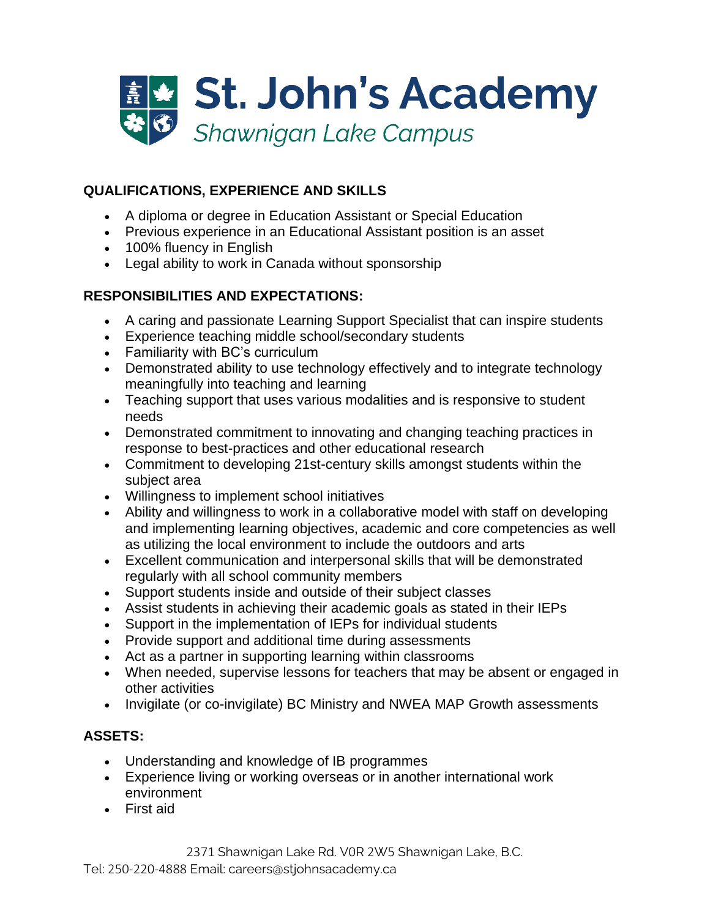# St. John's Academy

*Shawnigan Lake Campus*

**QUALIFICATIONS, EXPERIENCE AND SKILLS**

- A diploma or degree in Education Assistant or Special Education
- Previous experience in an Educational Assistant position is an asset
- 100% fluency in English
- Legal ability to work in Canada without sponsorship

**RESPONSIBILITIES AND EXPECTATIONS:**

- A caring and passionate Learning Support Specialist that can inspire students
- Experience teaching middle school/secondary students
- Familiarity with BC's curriculum
- Demonstrated ability to use technology effectively and to integrate technology meaningfully into teaching and learning
- Teaching support that uses various modalities and is responsive to student needs
- Demonstrated commitment to innovating and changing teaching practices in response to best-practices and other educational research
- Commitment to developing 21st-century skills amongst students within the subject area
- Willingness to implement school initiatives
- Ability and willingness to work in a collaborative model with staff on developing and implementing learning objectives, academic and core competencies as well as utilizing the local environment to include the outdoors and arts
- Excellent communication and interpersonal skills that will be demonstrated regularly with all school community members
- Support students inside and outside of their subject classes
- Assist students in achieving their academic goals as stated in their IEPs
- Support in the implementation of IEPs for individual students
- Provide support and additional time during assessments
- Act as a partner in supporting learning within classrooms
- When needed, supervise lessons for teachers that may be absent or engaged in other activities
- Invigilate (or co-invigilate) BC Ministry and NWEA MAP Growth assessments

**ASSETS:**

- Understanding and knowledge of IB programmes
- Experience living or working overseas or in another international work environment
- First aid

2371 Shawnigan Lake Rd. V0R 2W5 Shawnigan Lake, B.C.
Tel: 250-220-4888 Email: careers@stjohnsacademy.ca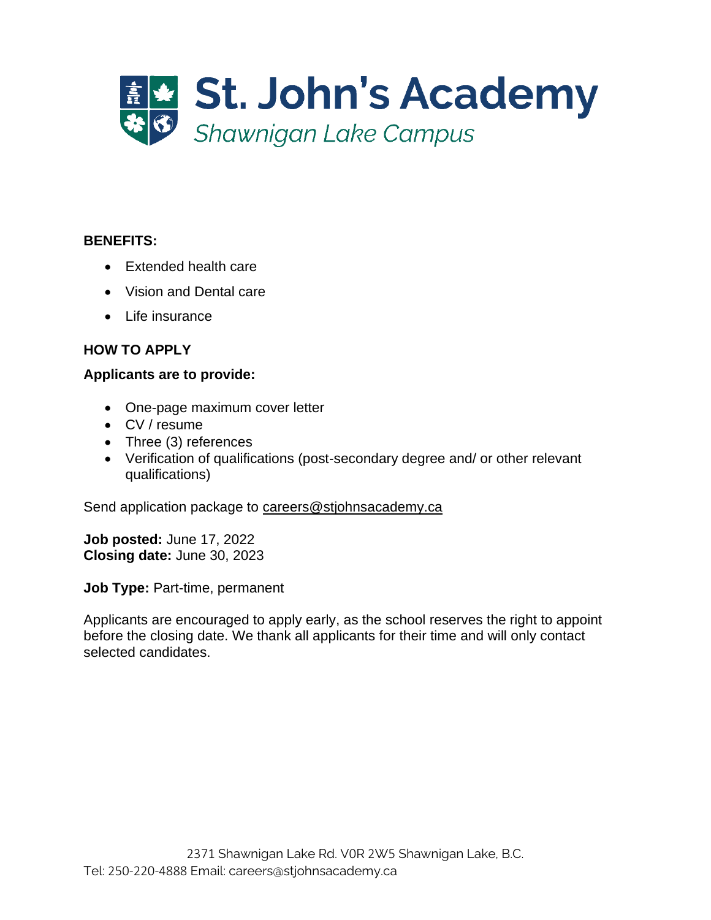**BENEFITS:**

- Extended health care
- Vision and Dental care
- Life insurance

**HOW TO APPLY**

**Applicants are to provide:**

- One-page maximum cover letter
- CV / resume
- Three (3) references
- Verification of qualifications (post-secondary degree and/ or other relevant qualifications)

Send application package to careers@stjohnsacademy.ca

**Job posted:** June 17, 2022
**Closing date:** June 30, 2023

**Job Type:** Part-time, permanent

Applicants are encouraged to apply early, as the school reserves the right to appoint before the closing date. We thank all applicants for their time and will only contact selected candidates.